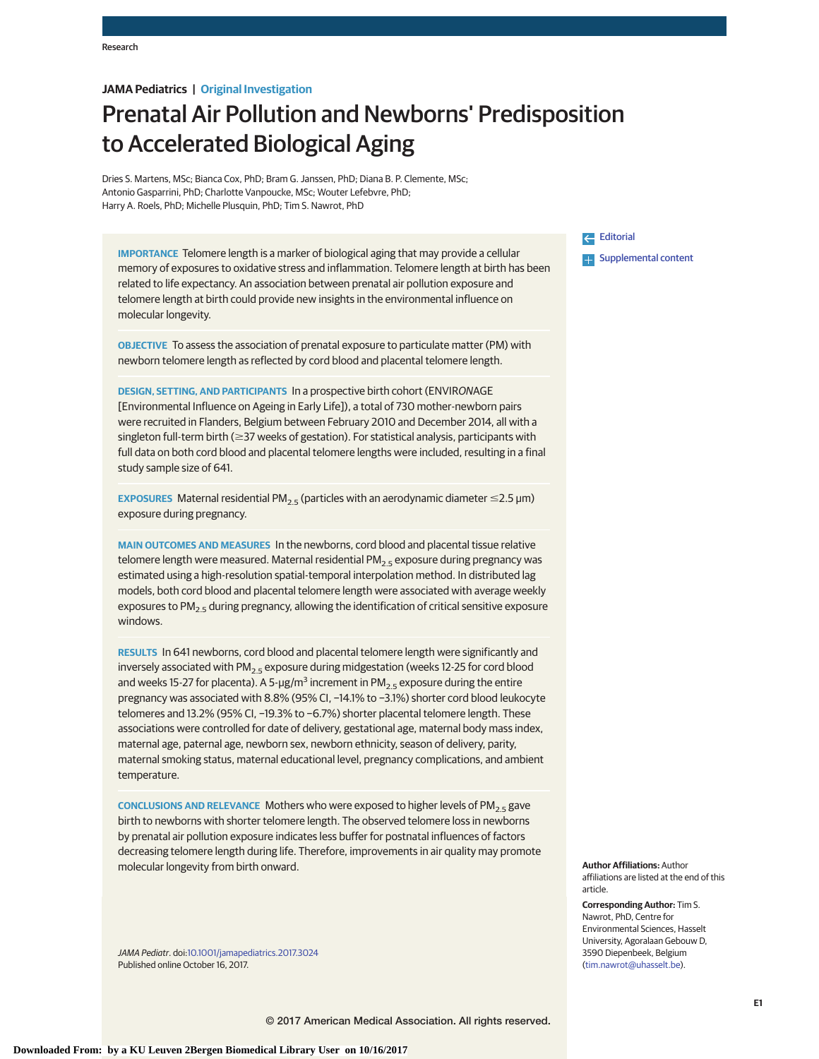JAMA Pediatrics | Original Investigation

# Prenatal Air Pollution and Newborns' Predisposition to Accelerated Biological Aging

Dries S. Martens, MSc; Bianca Cox, PhD; Bram G. Janssen, PhD; Diana B. P. Clemente, MSc; Antonio Gasparrini, PhD; Charlotte Vanpoucke, MSc; Wouter Lefebvre, PhD; Harry A. Roels, PhD; Michelle Plusquin, PhD; Tim S. Nawrot, PhD

**IMPORTANCE** Telomere length is a marker of biological aging that may provide a cellular memory of exposures to oxidative stress and inflammation. Telomere length at birth has been related to life expectancy. An association between prenatal air pollution exposure and telomere length at birth could provide new insights in the environmental influence on molecular longevity.

**OBJECTIVE** To assess the association of prenatal exposure to particulate matter (PM) with newborn telomere length as reflected by cord blood and placental telomere length.

**DESIGN, SETTING, AND PARTICIPANTS** In a prospective birth cohort (ENVIR*ON*AGE [Environmental Influence on Ageing in Early Life]), a total of 730 mother-newborn pairs were recruited in Flanders, Belgium between February 2010 and December 2014, all with a singleton full-term birth (≥37 weeks of gestation). For statistical analysis, participants with full data on both cord blood and placental telomere lengths were included, resulting in a final study sample size of 641.

**EXPOSURES** Maternal residential $PM_{2.5}$ (particles with an aerodynamic diameter ≤2.5 μm) exposure during pregnancy.

**MAIN OUTCOMES AND MEASURES** In the newborns, cord blood and placental tissue relative telomere length were measured. Maternal residential $PM_{2.5}$ exposure during pregnancy was estimated using a high-resolution spatial-temporal interpolation method. In distributed lag models, both cord blood and placental telomere length were associated with average weekly exposures to $PM_{2.5}$ during pregnancy, allowing the identification of critical sensitive exposure windows.

**RESULTS** In 641 newborns, cord blood and placental telomere length were significantly and inversely associated with $PM_{2.5}$ exposure during midgestation (weeks 12-25 for cord blood and weeks 15-27 for placenta). A 5-μg/m$^3$ increment in $PM_{2.5}$ exposure during the entire pregnancy was associated with 8.8% (95% CI, −14.1% to −3.1%) shorter cord blood leukocyte telomeres and 13.2% (95% CI, −19.3% to −6.7%) shorter placental telomere length. These associations were controlled for date of delivery, gestational age, maternal body mass index, maternal age, paternal age, newborn sex, newborn ethnicity, season of delivery, parity, maternal smoking status, maternal educational level, pregnancy complications, and ambient temperature.

**CONCLUSIONS AND RELEVANCE** Mothers who were exposed to higher levels of $PM_{2.5}$ gave birth to newborns with shorter telomere length. The observed telomere loss in newborns by prenatal air pollution exposure indicates less buffer for postnatal influences of factors decreasing telomere length during life. Therefore, improvements in air quality may promote molecular longevity from birth onward.

*JAMA Pediatr*. doi:10.1001/jamapediatrics.2017.3024
Published online October 16, 2017.

Editorial

Supplemental content

**Author Affiliations:** Author affiliations are listed at the end of this article.

**Corresponding Author:** Tim S. Nawrot, PhD, Centre for Environmental Sciences, Hasselt University, Agoralaan Gebouw D, 3590 Diepenbeek, Belgium (tim.nawrot@uhasselt.be).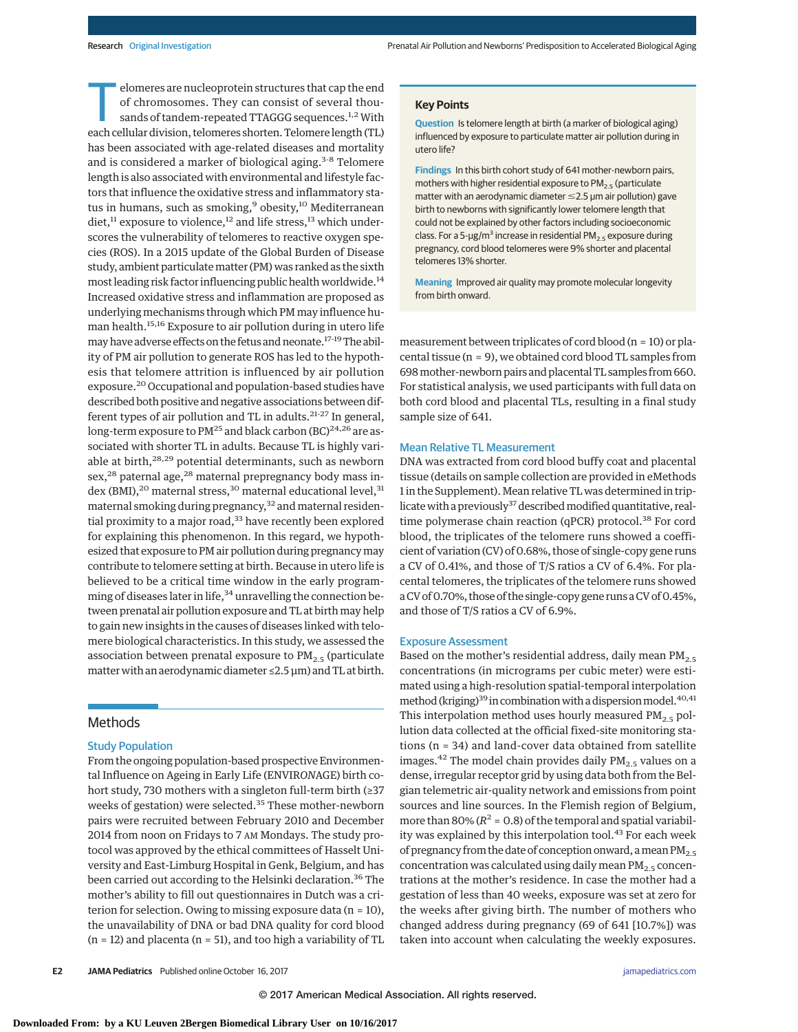Telomeres are nucleoprotein structures that cap the end of chromosomes. They can consist of several thousands of tandem-repeated TTAGGG sequences.[1,2] With each cellular division, telomeres shorten. Telomere length (TL) has been associated with age-related diseases and mortality and is considered a marker of biological aging.[3-8] Telomere length is also associated with environmental and lifestyle factors that influence the oxidative stress and inflammatory status in humans, such as smoking,[9] obesity,[10] Mediterranean diet,[11] exposure to violence,[12] and life stress,[13] which underscores the vulnerability of telomeres to reactive oxygen species (ROS). In a 2015 update of the Global Burden of Disease study, ambient particulate matter (PM) was ranked as the sixth most leading risk factor influencing public health worldwide.[14] Increased oxidative stress and inflammation are proposed as underlying mechanisms through which PM may influence human health.[15,16] Exposure to air pollution during in utero life may have adverse effects on the fetus and neonate.[17-19] The ability of PM air pollution to generate ROS has led to the hypothesis that telomere attrition is influenced by air pollution exposure.[20] Occupational and population-based studies have described both positive and negative associations between different types of air pollution and TL in adults.[21-27] In general, long-term exposure to PM[25] and black carbon (BC)[24,26] are associated with shorter TL in adults. Because TL is highly variable at birth,[28,29] potential determinants, such as newborn sex,[28] paternal age,[28] maternal prepregnancy body mass index (BMI),[20] maternal stress,[30] maternal educational level,[31] maternal smoking during pregnancy,[32] and maternal residential proximity to a major road,[33] have recently been explored for explaining this phenomenon. In this regard, we hypothesized that exposure to PM air pollution during pregnancy may contribute to telomere setting at birth. Because in utero life is believed to be a critical time window in the early programming of diseases later in life,[34] unravelling the connection between prenatal air pollution exposure and TL at birth may help to gain new insights in the causes of diseases linked with telomere biological characteristics. In this study, we assessed the association between prenatal exposure to $PM_{2.5}$ (particulate matter with an aerodynamic diameter ≤2.5 μm) and TL at birth.

## Key Points

**Question** Is telomere length at birth (a marker of biological aging) influenced by exposure to particulate matter air pollution during in utero life?

**Findings** In this birth cohort study of 641 mother-newborn pairs, mothers with higher residential exposure to $PM_{2.5}$ (particulate matter with an aerodynamic diameter ≤2.5 μm air pollution) gave birth to newborns with significantly lower telomere length that could not be explained by other factors including socioeconomic class. For a 5-μg/m$^3$ increase in residential $PM_{2.5}$ exposure during pregnancy, cord blood telomeres were 9% shorter and placental telomeres 13% shorter.

**Meaning** Improved air quality may promote molecular longevity from birth onward.

## Methods

### Study Population

From the ongoing population-based prospective Environmental Influence on Ageing in Early Life (ENVIR*ON*AGE) birth cohort study, 730 mothers with a singleton full-term birth (≥37 weeks of gestation) were selected.[35] These mother-newborn pairs were recruited between February 2010 and December 2014 from noon on Fridays to 7 AM Mondays. The study protocol was approved by the ethical committees of Hasselt University and East-Limburg Hospital in Genk, Belgium, and has been carried out according to the Helsinki declaration.[36] The mother's ability to fill out questionnaires in Dutch was a criterion for selection. Owing to missing exposure data (n = 10), the unavailability of DNA or bad DNA quality for cord blood (n = 12) and placenta (n = 51), and too high a variability of TL measurement between triplicates of cord blood (n = 10) or placental tissue (n = 9), we obtained cord blood TL samples from 698 mother-newborn pairs and placental TL samples from 660. For statistical analysis, we used participants with full data on both cord blood and placental TLs, resulting in a final study sample size of 641.

### Mean Relative TL Measurement

DNA was extracted from cord blood buffy coat and placental tissue (details on sample collection are provided in eMethods 1 in the Supplement). Mean relative TL was determined in triplicate with a previously[37] described modified quantitative, real-time polymerase chain reaction (qPCR) protocol.[38] For cord blood, the triplicates of the telomere runs showed a coefficient of variation (CV) of 0.68%, those of single-copy gene runs a CV of 0.41%, and those of T/S ratios a CV of 6.4%. For placental telomeres, the triplicates of the telomere runs showed a CV of 0.70%, those of the single-copy gene runs a CV of 0.45%, and those of T/S ratios a CV of 6.9%.

### Exposure Assessment

Based on the mother's residential address, daily mean $PM_{2.5}$ concentrations (in micrograms per cubic meter) were estimated using a high-resolution spatial-temporal interpolation method (kriging)[39] in combination with a dispersion model.[40,41] This interpolation method uses hourly measured $PM_{2.5}$ pollution data collected at the official fixed-site monitoring stations (n = 34) and land-cover data obtained from satellite images.[42] The model chain provides daily $PM_{2.5}$ values on a dense, irregular receptor grid by using data both from the Belgian telemetric air-quality network and emissions from point sources and line sources. In the Flemish region of Belgium, more than 80% ($R^2$ = 0.8) of the temporal and spatial variability was explained by this interpolation tool.[43] For each week of pregnancy from the date of conception onward, a mean $PM_{2.5}$ concentration was calculated using daily mean $PM_{2.5}$ concentrations at the mother's residence. In case the mother had a gestation of less than 40 weeks, exposure was set at zero for the weeks after giving birth. The number of mothers who changed address during pregnancy (69 of 641 [10.7%]) was taken into account when calculating the weekly exposures.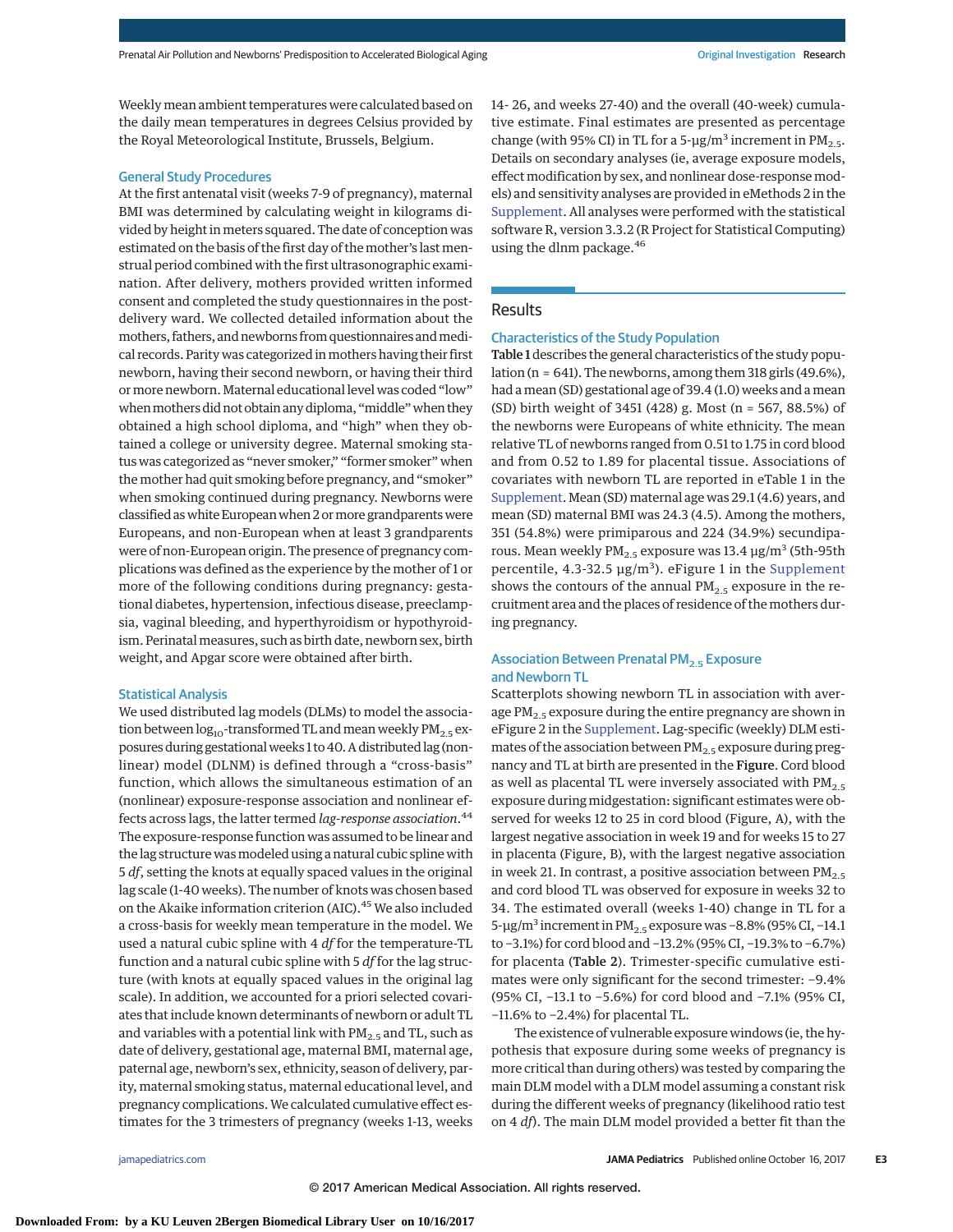Weekly mean ambient temperatures were calculated based on the daily mean temperatures in degrees Celsius provided by the Royal Meteorological Institute, Brussels, Belgium.

### General Study Procedures

At the first antenatal visit (weeks 7-9 of pregnancy), maternal BMI was determined by calculating weight in kilograms divided by height in meters squared. The date of conception was estimated on the basis of the first day of the mother's last menstrual period combined with the first ultrasonographic examination. After delivery, mothers provided written informed consent and completed the study questionnaires in the postdelivery ward. We collected detailed information about the mothers, fathers, and newborns from questionnaires and medical records. Parity was categorized in mothers having their first newborn, having their second newborn, or having their third or more newborn. Maternal educational level was coded "low" when mothers did not obtain any diploma, "middle" when they obtained a high school diploma, and "high" when they obtained a college or university degree. Maternal smoking status was categorized as "never smoker," "former smoker" when the mother had quit smoking before pregnancy, and "smoker" when smoking continued during pregnancy. Newborns were classified as white European when 2 or more grandparents were Europeans, and non-European when at least 3 grandparents were of non-European origin. The presence of pregnancy complications was defined as the experience by the mother of 1 or more of the following conditions during pregnancy: gestational diabetes, hypertension, infectious disease, preeclampsia, vaginal bleeding, and hyperthyroidism or hypothyroidism. Perinatal measures, such as birth date, newborn sex, birth weight, and Apgar score were obtained after birth.

### Statistical Analysis

We used distributed lag models (DLMs) to model the association between $\log_{10}$-transformed TL and mean weekly $PM_{2.5}$ exposures during gestational weeks 1 to 40. A distributed lag (nonlinear) model (DLNM) is defined through a "cross-basis" function, which allows the simultaneous estimation of an (nonlinear) exposure-response association and nonlinear effects across lags, the latter termed *lag-response association*.[44] The exposure-response function was assumed to be linear and the lag structure was modeled using a natural cubic spline with 5 *df*, setting the knots at equally spaced values in the original lag scale (1-40 weeks). The number of knots was chosen based on the Akaike information criterion (AIC).[45] We also included a cross-basis for weekly mean temperature in the model. We used a natural cubic spline with 4 *df* for the temperature-TL function and a natural cubic spline with 5 *df* for the lag structure (with knots at equally spaced values in the original lag scale). In addition, we accounted for a priori selected covariates that include known determinants of newborn or adult TL and variables with a potential link with $PM_{2.5}$ and TL, such as date of delivery, gestational age, maternal BMI, maternal age, paternal age, newborn's sex, ethnicity, season of delivery, parity, maternal smoking status, maternal educational level, and pregnancy complications. We calculated cumulative effect estimates for the 3 trimesters of pregnancy (weeks 1-13, weeks 14- 26, and weeks 27-40) and the overall (40-week) cumulative estimate. Final estimates are presented as percentage change (with 95% CI) in TL for a 5-µg/$m^3$ increment in $PM_{2.5}$. Details on secondary analyses (ie, average exposure models, effect modification by sex, and nonlinear dose-response models) and sensitivity analyses are provided in eMethods 2 in the Supplement. All analyses were performed with the statistical software R, version 3.3.2 (R Project for Statistical Computing) using the dlnm package.[46]

## Results

### Characteristics of the Study Population

**Table 1** describes the general characteristics of the study population (n = 641). The newborns, among them 318 girls (49.6%), had a mean (SD) gestational age of 39.4 (1.0) weeks and a mean (SD) birth weight of 3451 (428) g. Most (n = 567, 88.5%) of the newborns were Europeans of white ethnicity. The mean relative TL of newborns ranged from 0.51 to 1.75 in cord blood and from 0.52 to 1.89 for placental tissue. Associations of covariates with newborn TL are reported in eTable 1 in the Supplement. Mean (SD) maternal age was 29.1 (4.6) years, and mean (SD) maternal BMI was 24.3 (4.5). Among the mothers, 351 (54.8%) were primiparous and 224 (34.9%) secundiparous. Mean weekly $PM_{2.5}$ exposure was 13.4 µg/$m^3$ (5th-95th percentile, 4.3-32.5 µg/$m^3$). eFigure 1 in the Supplement shows the contours of the annual $PM_{2.5}$ exposure in the recruitment area and the places of residence of the mothers during pregnancy.

### Association Between Prenatal $PM_{2.5}$ Exposure and Newborn TL

Scatterplots showing newborn TL in association with average $PM_{2.5}$ exposure during the entire pregnancy are shown in eFigure 2 in the Supplement. Lag-specific (weekly) DLM estimates of the association between $PM_{2.5}$ exposure during pregnancy and TL at birth are presented in the **Figure**. Cord blood as well as placental TL were inversely associated with $PM_{2.5}$ exposure during midgestation: significant estimates were observed for weeks 12 to 25 in cord blood (Figure, A), with the largest negative association in week 19 and for weeks 15 to 27 in placenta (Figure, B), with the largest negative association in week 21. In contrast, a positive association between $PM_{2.5}$ and cord blood TL was observed for exposure in weeks 32 to 34. The estimated overall (weeks 1-40) change in TL for a 5-µg/$m^3$ increment in $PM_{2.5}$ exposure was −8.8% (95% CI, −14.1 to −3.1%) for cord blood and −13.2% (95% CI, −19.3% to −6.7%) for placenta (**Table 2**). Trimester-specific cumulative estimates were only significant for the second trimester: −9.4% (95% CI, −13.1 to −5.6%) for cord blood and −7.1% (95% CI, −11.6% to −2.4%) for placental TL.

The existence of vulnerable exposure windows (ie, the hypothesis that exposure during some weeks of pregnancy is more critical than during others) was tested by comparing the main DLM model with a DLM model assuming a constant risk during the different weeks of pregnancy (likelihood ratio test on 4 *df*). The main DLM model provided a better fit than the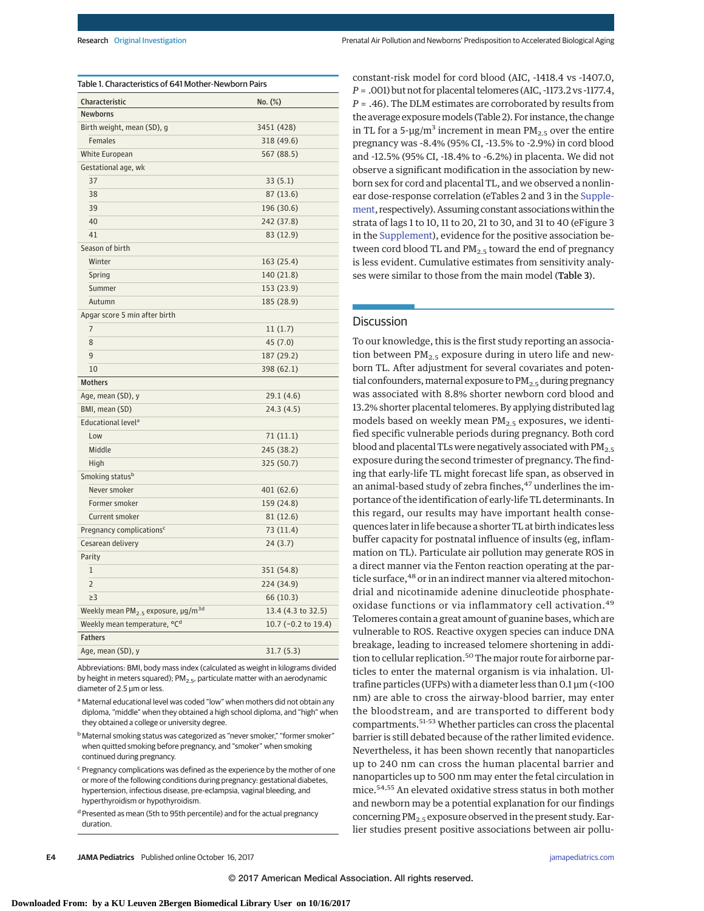Table 1. Characteristics of 641 Mother-Newborn Pairs

| Characteristic | No. (%) |
|---|---|
| **Newborns** | |
| Birth weight, mean (SD), g | 3451 (428) |
| Females | 318 (49.6) |
| White European | 567 (88.5) |
| Gestational age, wk | |
| 37 | 33 (5.1) |
| 38 | 87 (13.6) |
| 39 | 196 (30.6) |
| 40 | 242 (37.8) |
| 41 | 83 (12.9) |
| Season of birth | |
| Winter | 163 (25.4) |
| Spring | 140 (21.8) |
| Summer | 153 (23.9) |
| Autumn | 185 (28.9) |
| Apgar score 5 min after birth | |
| 7 | 11 (1.7) |
| 8 | 45 (7.0) |
| 9 | 187 (29.2) |
| 10 | 398 (62.1) |
| **Mothers** | |
| Age, mean (SD), y | 29.1 (4.6) |
| BMI, mean (SD) | 24.3 (4.5) |
| Educational level[a] | |
| Low | 71 (11.1) |
| Middle | 245 (38.2) |
| High | 325 (50.7) |
| Smoking status[b] | |
| Never smoker | 401 (62.6) |
| Former smoker | 159 (24.8) |
| Current smoker | 81 (12.6) |
| Pregnancy complications[c] | 73 (11.4) |
| Cesarean delivery | 24 (3.7) |
| Parity | |
| 1 | 351 (54.8) |
| 2 | 224 (34.9) |
| ≥3 | 66 (10.3) |
| Weekly mean $PM_{2.5}$ exposure, μg/m$^3$[d] | 13.4 (4.3 to 32.5) |
| Weekly mean temperature, °C[d] | 10.7 (−0.2 to 19.4) |
| **Fathers** | |
| Age, mean (SD), y | 31.7 (5.3) |

Abbreviations: BMI, body mass index (calculated as weight in kilograms divided by height in meters squared); $PM_{2.5}$, particulate matter with an aerodynamic diameter of 2.5 μm or less.

[a] Maternal educational level was coded "low" when mothers did not obtain any diploma, "middle" when they obtained a high school diploma, and "high" when they obtained a college or university degree.

[b] Maternal smoking status was categorized as "never smoker," "former smoker" when quitted smoking before pregnancy, and "smoker" when smoking continued during pregnancy.

[c] Pregnancy complications was defined as the experience by the mother of one or more of the following conditions during pregnancy: gestational diabetes, hypertension, infectious disease, pre-eclampsia, vaginal bleeding, and hyperthyroidism or hypothyroidism.

[d] Presented as mean (5th to 95th percentile) and for the actual pregnancy duration.

constant-risk model for cord blood (AIC, -1418.4 vs -1407.0, $P = .001$) but not for placental telomeres (AIC, -1173.2 vs -1177.4, $P = .46$). The DLM estimates are corroborated by results from the average exposure models (Table 2). For instance, the change in TL for a 5-μg/m$^3$ increment in mean $PM_{2.5}$ over the entire pregnancy was -8.4% (95% CI, -13.5% to -2.9%) in cord blood and -12.5% (95% CI, -18.4% to -6.2%) in placenta. We did not observe a significant modification in the association by newborn sex for cord and placental TL, and we observed a nonlinear dose-response correlation (eTables 2 and 3 in the Supplement, respectively). Assuming constant associations within the strata of lags 1 to 10, 11 to 20, 21 to 30, and 31 to 40 (eFigure 3 in the Supplement), evidence for the positive association between cord blood TL and $PM_{2.5}$ toward the end of pregnancy is less evident. Cumulative estimates from sensitivity analyses were similar to those from the main model (**Table 3**).

## Discussion

To our knowledge, this is the first study reporting an association between $PM_{2.5}$ exposure during in utero life and newborn TL. After adjustment for several covariates and potential confounders, maternal exposure to $PM_{2.5}$ during pregnancy was associated with 8.8% shorter newborn cord blood and 13.2% shorter placental telomeres. By applying distributed lag models based on weekly mean $PM_{2.5}$ exposures, we identified specific vulnerable periods during pregnancy. Both cord blood and placental TLs were negatively associated with $PM_{2.5}$ exposure during the second trimester of pregnancy. The finding that early-life TL might forecast life span, as observed in an animal-based study of zebra finches,[47] underlines the importance of the identification of early-life TL determinants. In this regard, our results may have important health consequences later in life because a shorter TL at birth indicates less buffer capacity for postnatal influence of insults (eg, inflammation on TL). Particulate air pollution may generate ROS in a direct manner via the Fenton reaction operating at the particle surface,[48] or in an indirect manner via altered mitochondrial and nicotinamide adenine dinucleotide phosphate-oxidase functions or via inflammatory cell activation.[49] Telomeres contain a great amount of guanine bases, which are vulnerable to ROS. Reactive oxygen species can induce DNA breakage, leading to increased telomere shortening in addition to cellular replication.[50] The major route for airborne particles to enter the maternal organism is via inhalation. Ultrafine particles (UFPs) with a diameter less than 0.1 μm (<100 nm) are able to cross the airway-blood barrier, may enter the bloodstream, and are transported to different body compartments.[51-53] Whether particles can cross the placental barrier is still debated because of the rather limited evidence. Nevertheless, it has been shown recently that nanoparticles up to 240 nm can cross the human placental barrier and nanoparticles up to 500 nm may enter the fetal circulation in mice.[54,55] An elevated oxidative stress status in both mother and newborn may be a potential explanation for our findings concerning $PM_{2.5}$ exposure observed in the present study. Earlier studies present positive associations between air pollu-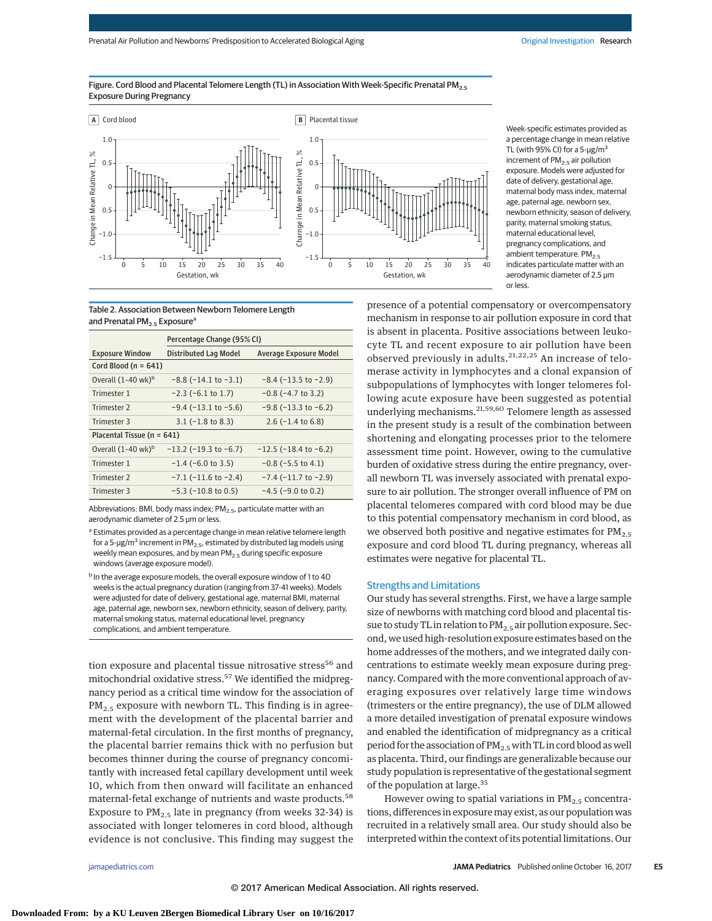Figure. Cord Blood and Placental Telomere Length (TL) in Association With Week-Specific Prenatal $PM_{2.5}$ Exposure During Pregnancy

A Cord blood

1.0
0.5
0
-0.5
-1.0
-1.5
Change in Mean Relative TL, %
0 5 10 15 20 25 30 35 40
Gestation, wk

B Placental tissue

1.0
0.5
0
-0.5
-1.0
-1.5
Change in Mean Relative TL, %
0 5 10 15 20 25 30 35 40
Gestation, wk

Week-specific estimates provided as a percentage change in mean relative TL (with 95% CI) for a 5-μg/m³ increment of $PM_{2.5}$ air pollution exposure. Models were adjusted for date of delivery, gestational age, maternal body mass index, maternal age, paternal age, newborn sex, newborn ethnicity, season of delivery, parity, maternal smoking status, maternal educational level, pregnancy complications, and ambient temperature. $PM_{2.5}$ indicates particulate matter with an aerodynamic diameter of 2.5 μm or less.

Table 2. Association Between Newborn Telomere Length and Prenatal $PM_{2.5}$ Exposure[a]

| | Percentage Change (95% CI) | |
|---|---|---|
| Exposure Window | Distributed Lag Model | Average Exposure Model |
| **Cord Blood (n = 641)** | | |
| Overall (1-40 wk)[b] | −8.8 (−14.1 to −3.1) | −8.4 (−13.5 to −2.9) |
| Trimester 1 | −2.3 (−6.1 to 1.7) | −0.8 (−4.7 to 3.2) |
| Trimester 2 | −9.4 (−13.1 to −5.6) | −9.8 (−13.3 to −6.2) |
| Trimester 3 | 3.1 (−1.8 to 8.3) | 2.6 (−1.4 to 6.8) |
| **Placental Tissue (n = 641)** | | |
| Overall (1-40 wk)[b] | −13.2 (−19.3 to −6.7) | −12.5 (−18.4 to −6.2) |
| Trimester 1 | −1.4 (−6.0 to 3.5) | −0.8 (−5.5 to 4.1) |
| Trimester 2 | −7.1 (−11.6 to −2.4) | −7.4 (−11.7 to −2.9) |
| Trimester 3 | −5.3 (−10.8 to 0.5) | −4.5 (−9.0 to 0.2) |

Abbreviations: BMI, body mass index; $PM_{2.5}$, particulate matter with an aerodynamic diameter of 2.5 μm or less.

[a] Estimates provided as a percentage change in mean relative telomere length for a 5-μg/m³ increment in $PM_{2.5}$, estimated by distributed lag models using weekly mean exposures, and by mean $PM_{2.5}$ during specific exposure windows (average exposure model).

[b] In the average exposure models, the overall exposure window of 1 to 40 weeks is the actual pregnancy duration (ranging from 37-41 weeks). Models were adjusted for date of delivery, gestational age, maternal BMI, maternal age, paternal age, newborn sex, newborn ethnicity, season of delivery, parity, maternal smoking status, maternal educational level, pregnancy complications, and ambient temperature.

tion exposure and placental tissue nitrosative stress[56] and mitochondrial oxidative stress.[57] We identified the midpregnancy period as a critical time window for the association of $PM_{2.5}$ exposure with newborn TL. This finding is in agreement with the development of the placental barrier and maternal-fetal circulation. In the first months of pregnancy, the placental barrier remains thick with no perfusion but becomes thinner during the course of pregnancy concomitantly with increased fetal capillary development until week 10, which from then onward will facilitate an enhanced maternal-fetal exchange of nutrients and waste products.[58] Exposure to $PM_{2.5}$ late in pregnancy (from weeks 32-34) is associated with longer telomeres in cord blood, although evidence is not conclusive. This finding may suggest the presence of a potential compensatory or overcompensatory mechanism in response to air pollution exposure in cord that is absent in placenta. Positive associations between leukocyte TL and recent exposure to air pollution have been observed previously in adults.[21,22,25] An increase of telomerase activity in lymphocytes and a clonal expansion of subpopulations of lymphocytes with longer telomeres following acute exposure have been suggested as potential underlying mechanisms.[21,59,60] Telomere length as assessed in the present study is a result of the combination between shortening and elongating processes prior to the telomere assessment time point. However, owing to the cumulative burden of oxidative stress during the entire pregnancy, overall newborn TL was inversely associated with prenatal exposure to air pollution. The stronger overall influence of PM on placental telomeres compared with cord blood may be due to this potential compensatory mechanism in cord blood, as we observed both positive and negative estimates for $PM_{2.5}$ exposure and cord blood TL during pregnancy, whereas all estimates were negative for placental TL.

## Strengths and Limitations

Our study has several strengths. First, we have a large sample size of newborns with matching cord blood and placental tissue to study TL in relation to $PM_{2.5}$ air pollution exposure. Second, we used high-resolution exposure estimates based on the home addresses of the mothers, and we integrated daily concentrations to estimate weekly mean exposure during pregnancy. Compared with the more conventional approach of averaging exposures over relatively large time windows (trimesters or the entire pregnancy), the use of DLM allowed a more detailed investigation of prenatal exposure windows and enabled the identification of midpregnancy as a critical period for the association of $PM_{2.5}$ with TL in cord blood as well as placenta. Third, our findings are generalizable because our study population is representative of the gestational segment of the population at large.[35]

However owing to spatial variations in $PM_{2.5}$ concentrations, differences in exposure may exist, as our population was recruited in a relatively small area. Our study should also be interpreted within the context of its potential limitations. Our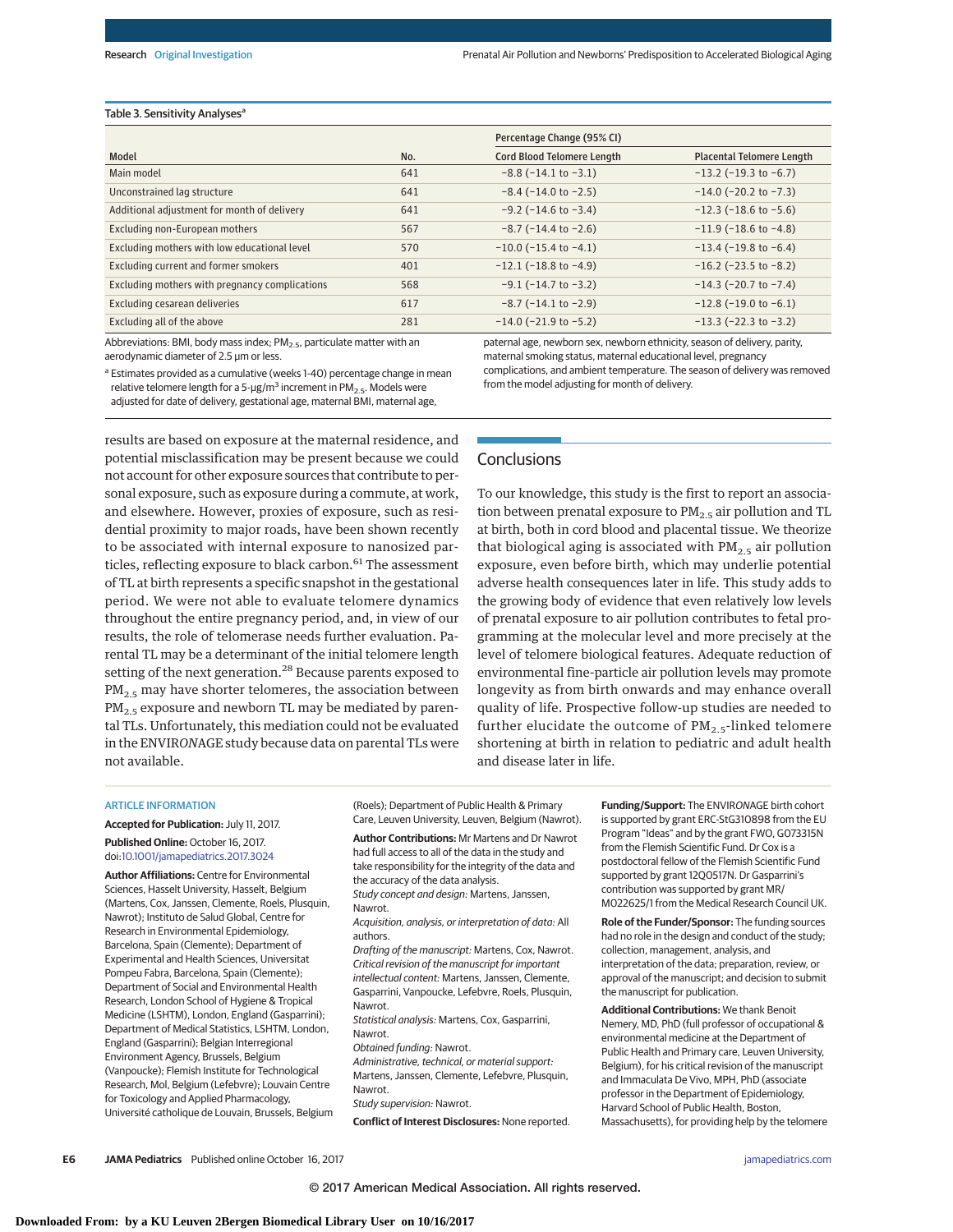Table 3. Sensitivity Analyses[a]

| Model | No. | Percentage Change (95% CI) Cord Blood Telomere Length | Placental Telomere Length |
|---|---|---|---|
| Main model | 641 | −8.8 (−14.1 to −3.1) | −13.2 (−19.3 to −6.7) |
| Unconstrained lag structure | 641 | −8.4 (−14.0 to −2.5) | −14.0 (−20.2 to −7.3) |
| Additional adjustment for month of delivery | 641 | −9.2 (−14.6 to −3.4) | −12.3 (−18.6 to −5.6) |
| Excluding non-European mothers | 567 | −8.7 (−14.4 to −2.6) | −11.9 (−18.6 to −4.8) |
| Excluding mothers with low educational level | 570 | −10.0 (−15.4 to −4.1) | −13.4 (−19.8 to −6.4) |
| Excluding current and former smokers | 401 | −12.1 (−18.8 to −4.9) | −16.2 (−23.5 to −8.2) |
| Excluding mothers with pregnancy complications | 568 | −9.1 (−14.7 to −3.2) | −14.3 (−20.7 to −7.4) |
| Excluding cesarean deliveries | 617 | −8.7 (−14.1 to −2.9) | −12.8 (−19.0 to −6.1) |
| Excluding all of the above | 281 | −14.0 (−21.9 to −5.2) | −13.3 (−22.3 to −3.2) |

Abbreviations: BMI, body mass index; $PM_{2.5}$, particulate matter with an aerodynamic diameter of 2.5 μm or less.

[a] Estimates provided as a cumulative (weeks 1-40) percentage change in mean relative telomere length for a 5-μg/m³ increment in $PM_{2.5}$. Models were adjusted for date of delivery, gestational age, maternal BMI, maternal age, paternal age, newborn sex, newborn ethnicity, season of delivery, parity, maternal smoking status, maternal educational level, pregnancy complications, and ambient temperature. The season of delivery was removed from the model adjusting for month of delivery.

results are based on exposure at the maternal residence, and potential misclassification may be present because we could not account for other exposure sources that contribute to personal exposure, such as exposure during a commute, at work, and elsewhere. However, proxies of exposure, such as residential proximity to major roads, have been shown recently to be associated with internal exposure to nanosized particles, reflecting exposure to black carbon.[61] The assessment of TL at birth represents a specific snapshot in the gestational period. We were not able to evaluate telomere dynamics throughout the entire pregnancy period, and, in view of our results, the role of telomerase needs further evaluation. Parental TL may be a determinant of the initial telomere length setting of the next generation.[28] Because parents exposed to $PM_{2.5}$ may have shorter telomeres, the association between $PM_{2.5}$ exposure and newborn TL may be mediated by parental TLs. Unfortunately, this mediation could not be evaluated in the ENVIR*ON*AGE study because data on parental TLs were not available.

## Conclusions

To our knowledge, this study is the first to report an association between prenatal exposure to $PM_{2.5}$ air pollution and TL at birth, both in cord blood and placental tissue. We theorize that biological aging is associated with $PM_{2.5}$ air pollution exposure, even before birth, which may underlie potential adverse health consequences later in life. This study adds to the growing body of evidence that even relatively low levels of prenatal exposure to air pollution contributes to fetal programming at the molecular level and more precisely at the level of telomere biological features. Adequate reduction of environmental fine-particle air pollution levels may promote longevity as from birth onwards and may enhance overall quality of life. Prospective follow-up studies are needed to further elucidate the outcome of $PM_{2.5}$-linked telomere shortening at birth in relation to pediatric and adult health and disease later in life.

ARTICLE INFORMATION

**Accepted for Publication:** July 11, 2017.

**Published Online:** October 16, 2017. doi:10.1001/jamapediatrics.2017.3024

**Author Affiliations:** Centre for Environmental Sciences, Hasselt University, Hasselt, Belgium (Martens, Cox, Janssen, Clemente, Roels, Plusquin, Nawrot); Instituto de Salud Global, Centre for Research in Environmental Epidemiology, Barcelona, Spain (Clemente); Department of Experimental and Health Sciences, Universitat Pompeu Fabra, Barcelona, Spain (Clemente); Department of Social and Environmental Health Research, London School of Hygiene & Tropical Medicine (LSHTM), London, England (Gasparrini); Department of Medical Statistics, LSHTM, London, England (Gasparrini); Belgian Interregional Environment Agency, Brussels, Belgium (Vanpoucke); Flemish Institute for Technological Research, Mol, Belgium (Lefebvre); Louvain Centre for Toxicology and Applied Pharmacology, Université catholique de Louvain, Brussels, Belgium (Roels); Department of Public Health & Primary Care, Leuven University, Leuven, Belgium (Nawrot).

**Author Contributions:** Mr Martens and Dr Nawrot had full access to all of the data in the study and take responsibility for the integrity of the data and the accuracy of the data analysis.
*Study concept and design:* Martens, Janssen, Nawrot.
*Acquisition, analysis, or interpretation of data:* All authors.
*Drafting of the manuscript:* Martens, Cox, Nawrot.
*Critical revision of the manuscript for important intellectual content:* Martens, Janssen, Clemente, Gasparrini, Vanpoucke, Lefebvre, Roels, Plusquin, Nawrot.
*Statistical analysis:* Martens, Cox, Gasparrini, Nawrot.
*Obtained funding:* Nawrot.
*Administrative, technical, or material support:* Martens, Janssen, Clemente, Lefebvre, Plusquin, Nawrot.
*Study supervision:* Nawrot.

**Conflict of Interest Disclosures:** None reported.

**Funding/Support:** The ENVIR*ON*AGE birth cohort is supported by grant ERC-StG310898 from the EU Program "Ideas" and by the grant FWO, G073315N from the Flemish Scientific Fund. Dr Cox is a postdoctoral fellow of the Flemish Scientific Fund supported by grant 12Q0517N. Dr Gasparrini's contribution was supported by grant MR/M022625/1 from the Medical Research Council UK.

**Role of the Funder/Sponsor:** The funding sources had no role in the design and conduct of the study; collection, management, analysis, and interpretation of the data; preparation, review, or approval of the manuscript; and decision to submit the manuscript for publication.

**Additional Contributions:** We thank Benoit Nemery, MD, PhD (full professor of occupational & environmental medicine at the Department of Public Health and Primary care, Leuven University, Belgium), for his critical revision of the manuscript and Immaculata De Vivo, MPH, PhD (associate professor in the Department of Epidemiology, Harvard School of Public Health, Boston, Massachusetts), for providing help by the telomere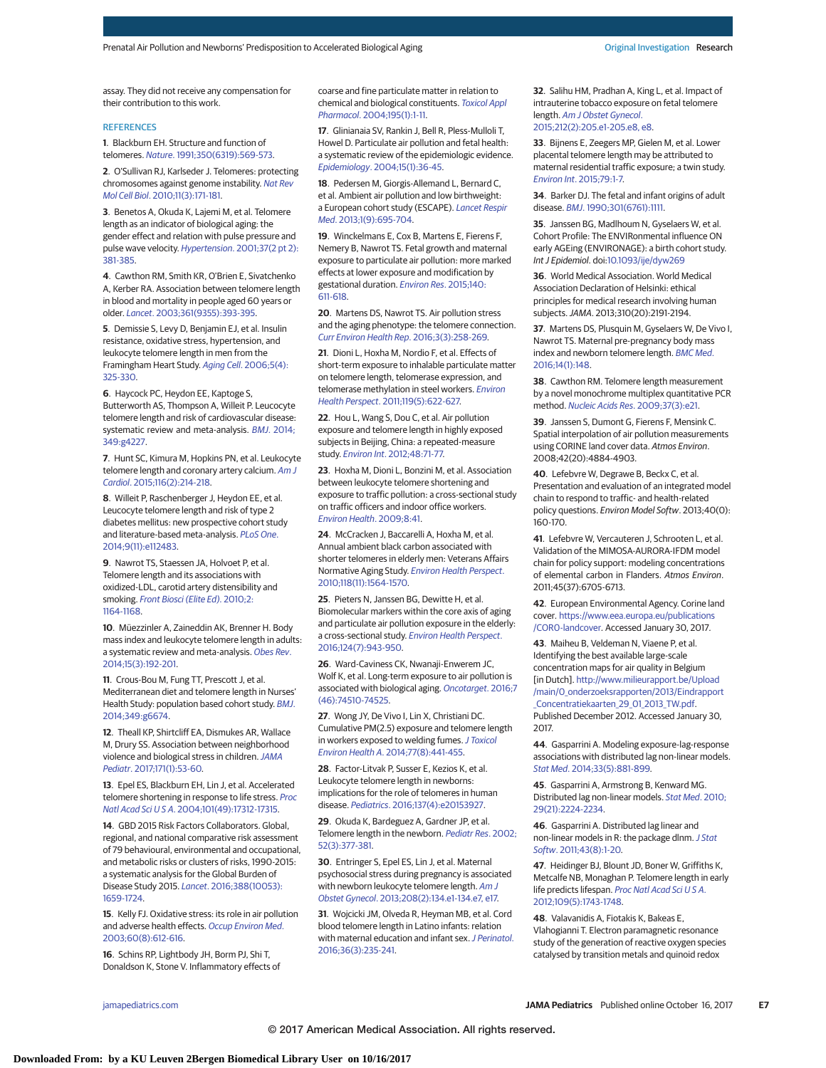assay. They did not receive any compensation for their contribution to this work.

## REFERENCES

1. Blackburn EH. Structure and function of telomeres. *Nature*. 1991;350(6319):569-573.

2. O'Sullivan RJ, Karlseder J. Telomeres: protecting chromosomes against genome instability. *Nat Rev Mol Cell Biol*. 2010;11(3):171-181.

3. Benetos A, Okuda K, Lajemi M, et al. Telomere length as an indicator of biological aging: the gender effect and relation with pulse pressure and pulse wave velocity. *Hypertension*. 2001;37(2 pt 2):381-385.

4. Cawthon RM, Smith KR, O'Brien E, Sivatchenko A, Kerber RA. Association between telomere length in blood and mortality in people aged 60 years or older. *Lancet*. 2003;361(9355):393-395.

5. Demissie S, Levy D, Benjamin EJ, et al. Insulin resistance, oxidative stress, hypertension, and leukocyte telomere length in men from the Framingham Heart Study. *Aging Cell*. 2006;5(4):325-330.

6. Haycock PC, Heydon EE, Kaptoge S, Butterworth AS, Thompson A, Willeit P. Leucocyte telomere length and risk of cardiovascular disease: systematic review and meta-analysis. *BMJ*. 2014;349:g4227.

7. Hunt SC, Kimura M, Hopkins PN, et al. Leukocyte telomere length and coronary artery calcium. *Am J Cardiol*. 2015;116(2):214-218.

8. Willeit P, Raschenberger J, Heydon EE, et al. Leucocyte telomere length and risk of type 2 diabetes mellitus: new prospective cohort study and literature-based meta-analysis. *PLoS One*. 2014;9(11):e112483.

9. Nawrot TS, Staessen JA, Holvoet P, et al. Telomere length and its associations with oxidized-LDL, carotid artery distensibility and smoking. *Front Biosci (Elite Ed)*. 2010;2:1164-1168.

10. Müezzinler A, Zaineddin AK, Brenner H. Body mass index and leukocyte telomere length in adults: a systematic review and meta-analysis. *Obes Rev*. 2014;15(3):192-201.

11. Crous-Bou M, Fung TT, Prescott J, et al. Mediterranean diet and telomere length in Nurses' Health Study: population based cohort study. *BMJ*. 2014;349:g6674.

12. Theall KP, Shirtcliff EA, Dismukes AR, Wallace M, Drury SS. Association between neighborhood violence and biological stress in children. *JAMA Pediatr*. 2017;171(1):53-60.

13. Epel ES, Blackburn EH, Lin J, et al. Accelerated telomere shortening in response to life stress. *Proc Natl Acad Sci U S A*. 2004;101(49):17312-17315.

14. GBD 2015 Risk Factors Collaborators. Global, regional, and national comparative risk assessment of 79 behavioural, environmental and occupational, and metabolic risks or clusters of risks, 1990-2015: a systematic analysis for the Global Burden of Disease Study 2015. *Lancet*. 2016;388(10053):1659-1724.

15. Kelly FJ. Oxidative stress: its role in air pollution and adverse health effects. *Occup Environ Med*. 2003;60(8):612-616.

16. Schins RP, Lightbody JH, Borm PJ, Shi T, Donaldson K, Stone V. Inflammatory effects of coarse and fine particulate matter in relation to chemical and biological constituents. *Toxicol Appl Pharmacol*. 2004;195(1):1-11.

17. Glinianaia SV, Rankin J, Bell R, Pless-Mulloli T, Howel D. Particulate air pollution and fetal health: a systematic review of the epidemiologic evidence. *Epidemiology*. 2004;15(1):36-45.

18. Pedersen M, Giorgis-Allemand L, Bernard C, et al. Ambient air pollution and low birthweight: a European cohort study (ESCAPE). *Lancet Respir Med*. 2013;1(9):695-704.

19. Winckelmans E, Cox B, Martens E, Fierens F, Nemery B, Nawrot TS. Fetal growth and maternal exposure to particulate air pollution: more marked effects at lower exposure and modification by gestational duration. *Environ Res*. 2015;140:611-618.

20. Martens DS, Nawrot TS. Air pollution stress and the aging phenotype: the telomere connection. *Curr Environ Health Rep*. 2016;3(3):258-269.

21. Dioni L, Hoxha M, Nordio F, et al. Effects of short-term exposure to inhalable particulate matter on telomere length, telomerase expression, and telomerase methylation in steel workers. *Environ Health Perspect*. 2011;119(5):622-627.

22. Hou L, Wang S, Dou C, et al. Air pollution exposure and telomere length in highly exposed subjects in Beijing, China: a repeated-measure study. *Environ Int*. 2012;48:71-77.

23. Hoxha M, Dioni L, Bonzini M, et al. Association between leukocyte telomere shortening and exposure to traffic pollution: a cross-sectional study on traffic officers and indoor office workers. *Environ Health*. 2009;8:41.

24. McCracken J, Baccarelli A, Hoxha M, et al. Annual ambient black carbon associated with shorter telomeres in elderly men: Veterans Affairs Normative Aging Study. *Environ Health Perspect*. 2010;118(11):1564-1570.

25. Pieters N, Janssen BG, Dewitte H, et al. Biomolecular markers within the core axis of aging and particulate air pollution exposure in the elderly: a cross-sectional study. *Environ Health Perspect*. 2016;124(7):943-950.

26. Ward-Caviness CK, Nwanaji-Enwerem JC, Wolf K, et al. Long-term exposure to air pollution is associated with biological aging. *Oncotarget*. 2016;7(46):74510-74525.

27. Wong JY, De Vivo I, Lin X, Christiani DC. Cumulative PM(2.5) exposure and telomere length in workers exposed to welding fumes. *J Toxicol Environ Health A*. 2014;77(8):441-455.

28. Factor-Litvak P, Susser E, Kezios K, et al. Leukocyte telomere length in newborns: implications for the role of telomeres in human disease. *Pediatrics*. 2016;137(4):e20153927.

29. Okuda K, Bardeguez A, Gardner JP, et al. Telomere length in the newborn. *Pediatr Res*. 2002;52(3):377-381.

30. Entringer S, Epel ES, Lin J, et al. Maternal psychosocial stress during pregnancy is associated with newborn leukocyte telomere length. *Am J Obstet Gynecol*. 2013;208(2):134.e1-134.e7, e17.

31. Wojcicki JM, Olveda R, Heyman MB, et al. Cord blood telomere length in Latino infants: relation with maternal education and infant sex. *J Perinatol*. 2016;36(3):235-241.

32. Salihu HM, Pradhan A, King L, et al. Impact of intrauterine tobacco exposure on fetal telomere length. *Am J Obstet Gynecol*. 2015;212(2):205.e1-205.e8, e8.

33. Bijnens E, Zeegers MP, Gielen M, et al. Lower placental telomere length may be attributed to maternal residential traffic exposure; a twin study. *Environ Int*. 2015;79:1-7.

34. Barker DJ. The fetal and infant origins of adult disease. *BMJ*. 1990;301(6761):1111.

35. Janssen BG, Madlhoum N, Gyselaers W, et al. Cohort Profile: The ENVIRonmental influence ON early AGEing (ENVIRONAGE): a birth cohort study. *Int J Epidemiol*. doi:10.1093/ije/dyw269

36. World Medical Association. World Medical Association Declaration of Helsinki: ethical principles for medical research involving human subjects. *JAMA*. 2013;310(20):2191-2194.

37. Martens DS, Plusquin M, Gyselaers W, De Vivo I, Nawrot TS. Maternal pre-pregnancy body mass index and newborn telomere length. *BMC Med*. 2016;14(1):148.

38. Cawthon RM. Telomere length measurement by a novel monochrome multiplex quantitative PCR method. *Nucleic Acids Res*. 2009;37(3):e21.

39. Janssen S, Dumont G, Fierens F, Mensink C. Spatial interpolation of air pollution measurements using CORINE land cover data. *Atmos Environ*. 2008;42(20):4884-4903.

40. Lefebvre W, Degrawe B, Beckx C, et al. Presentation and evaluation of an integrated model chain to respond to traffic- and health-related policy questions. *Environ Model Softw*. 2013;40(0):160-170.

41. Lefebvre W, Vercauteren J, Schrooten L, et al. Validation of the MIMOSA-AURORA-IFDM model chain for policy support: modeling concentrations of elemental carbon in Flanders. *Atmos Environ*. 2011;45(37):6705-6713.

42. European Environmental Agency. Corine land cover. https://www.eea.europa.eu/publications/CORO-landcover. Accessed January 30, 2017.

43. Maiheu B, Veldeman N, Viaene P, et al. Identifying the best available large-scale concentration maps for air quality in Belgium [in Dutch]. http://www.milieurapport.be/Upload/main/0_onderzoeksrapporten/2013/Eindrapport_Concentratiekaarten_29_01_2013_TW.pdf. Published December 2012. Accessed January 30, 2017.

44. Gasparrini A. Modeling exposure-lag-response associations with distributed lag non-linear models. *Stat Med*. 2014;33(5):881-899.

45. Gasparrini A, Armstrong B, Kenward MG. Distributed lag non-linear models. *Stat Med*. 2010;29(21):2224-2234.

46. Gasparrini A. Distributed lag linear and non-linear models in R: the package dlnm. *J Stat Softw*. 2011;43(8):1-20.

47. Heidinger BJ, Blount JD, Boner W, Griffiths K, Metcalfe NB, Monaghan P. Telomere length in early life predicts lifespan. *Proc Natl Acad Sci U S A*. 2012;109(5):1743-1748.

48. Valavanidis A, Fiotakis K, Bakeas E, Vlahogianni T. Electron paramagnetic resonance study of the generation of reactive oxygen species catalysed by transition metals and quinoid redox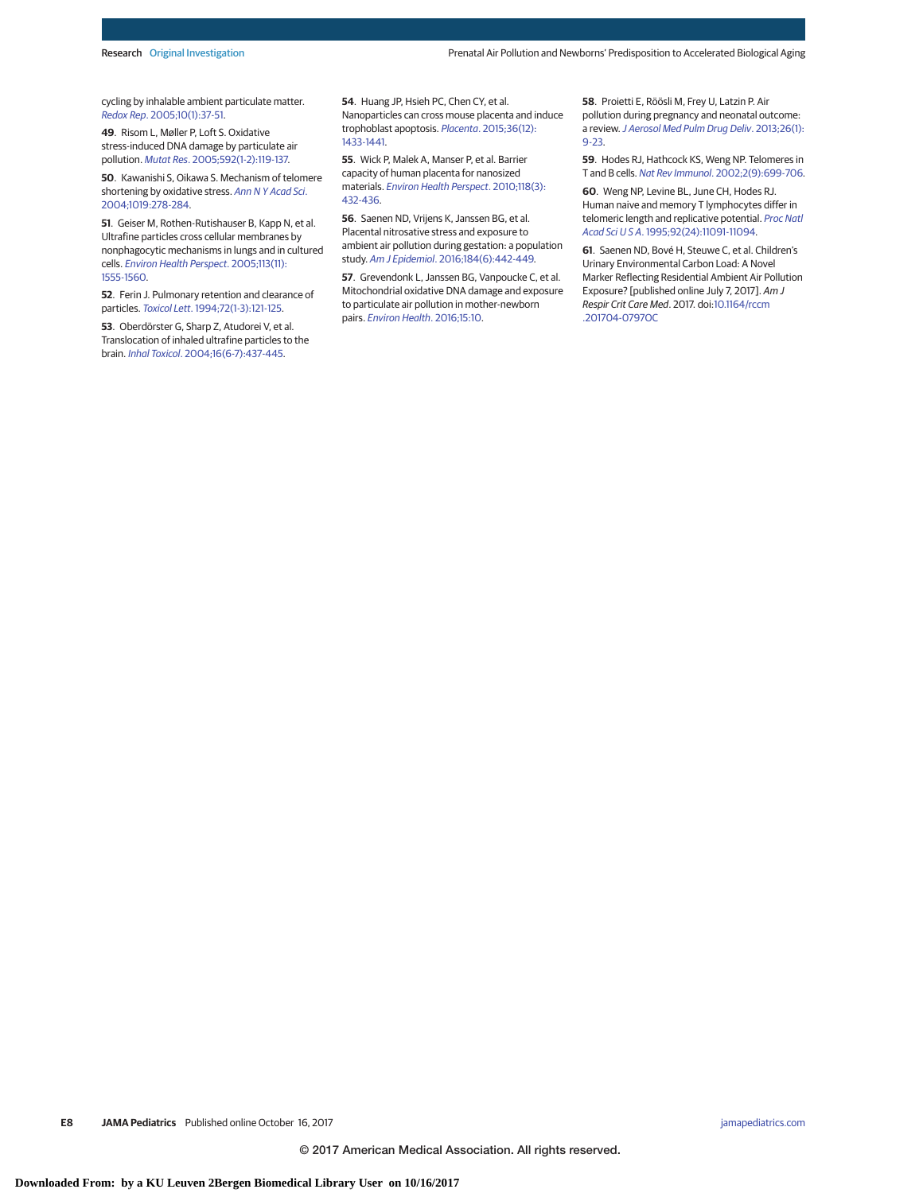cycling by inhalable ambient particulate matter. *Redox Rep*. 2005;10(1):37-51.

**49**. Risom L, Møller P, Loft S. Oxidative stress-induced DNA damage by particulate air pollution. *Mutat Res*. 2005;592(1-2):119-137.

**50**. Kawanishi S, Oikawa S. Mechanism of telomere shortening by oxidative stress. *Ann N Y Acad Sci*. 2004;1019:278-284.

**51**. Geiser M, Rothen-Rutishauser B, Kapp N, et al. Ultrafine particles cross cellular membranes by nonphagocytic mechanisms in lungs and in cultured cells. *Environ Health Perspect*. 2005;113(11):1555-1560.

**52**. Ferin J. Pulmonary retention and clearance of particles. *Toxicol Lett*. 1994;72(1-3):121-125.

**53**. Oberdörster G, Sharp Z, Atudorei V, et al. Translocation of inhaled ultrafine particles to the brain. *Inhal Toxicol*. 2004;16(6-7):437-445.

**54**. Huang JP, Hsieh PC, Chen CY, et al. Nanoparticles can cross mouse placenta and induce trophoblast apoptosis. *Placenta*. 2015;36(12):1433-1441.

**55**. Wick P, Malek A, Manser P, et al. Barrier capacity of human placenta for nanosized materials. *Environ Health Perspect*. 2010;118(3):432-436.

**56**. Saenen ND, Vrijens K, Janssen BG, et al. Placental nitrosative stress and exposure to ambient air pollution during gestation: a population study. *Am J Epidemiol*. 2016;184(6):442-449.

**57**. Grevendonk L, Janssen BG, Vanpoucke C, et al. Mitochondrial oxidative DNA damage and exposure to particulate air pollution in mother-newborn pairs. *Environ Health*. 2016;15:10.

**58**. Proietti E, Röösli M, Frey U, Latzin P. Air pollution during pregnancy and neonatal outcome: a review. *J Aerosol Med Pulm Drug Deliv*. 2013;26(1):9-23.

**59**. Hodes RJ, Hathcock KS, Weng NP. Telomeres in T and B cells. *Nat Rev Immunol*. 2002;2(9):699-706.

**60**. Weng NP, Levine BL, June CH, Hodes RJ. Human naive and memory T lymphocytes differ in telomeric length and replicative potential. *Proc Natl Acad Sci U S A*. 1995;92(24):11091-11094.

**61**. Saenen ND, Bové H, Steuwe C, et al. Children's Urinary Environmental Carbon Load: A Novel Marker Reflecting Residential Ambient Air Pollution Exposure? [published online July 7, 2017]. *Am J Respir Crit Care Med*. 2017. doi:10.1164/rccm.201704-0797OC